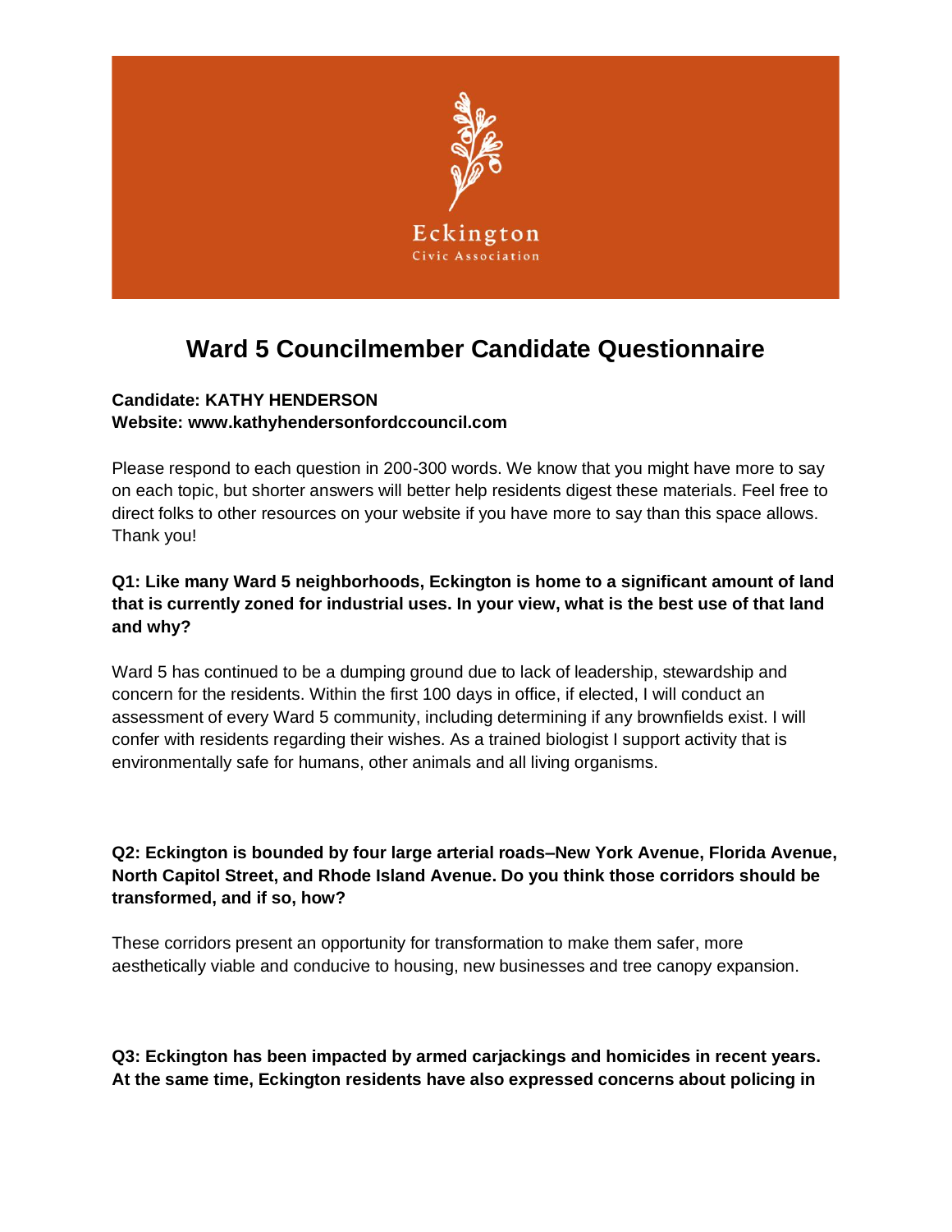Eckington

Civic Association

# Ward 5 Councilmember Candidate Questionnaire

**Candidate: KATHY HENDERSON**
**Website: www.kathyhendersonfordccouncil.com**

Please respond to each question in 200-300 words. We know that you might have more to say on each topic, but shorter answers will better help residents digest these materials. Feel free to direct folks to other resources on your website if you have more to say than this space allows. Thank you!

**Q1: Like many Ward 5 neighborhoods, Eckington is home to a significant amount of land that is currently zoned for industrial uses. In your view, what is the best use of that land and why?**

Ward 5 has continued to be a dumping ground due to lack of leadership, stewardship and concern for the residents. Within the first 100 days in office, if elected, I will conduct an assessment of every Ward 5 community, including determining if any brownfields exist. I will confer with residents regarding their wishes. As a trained biologist I support activity that is environmentally safe for humans, other animals and all living organisms.

**Q2: Eckington is bounded by four large arterial roads–New York Avenue, Florida Avenue, North Capitol Street, and Rhode Island Avenue. Do you think those corridors should be transformed, and if so, how?**

These corridors present an opportunity for transformation to make them safer, more aesthetically viable and conducive to housing, new businesses and tree canopy expansion.

**Q3: Eckington has been impacted by armed carjackings and homicides in recent years. At the same time, Eckington residents have also expressed concerns about policing in**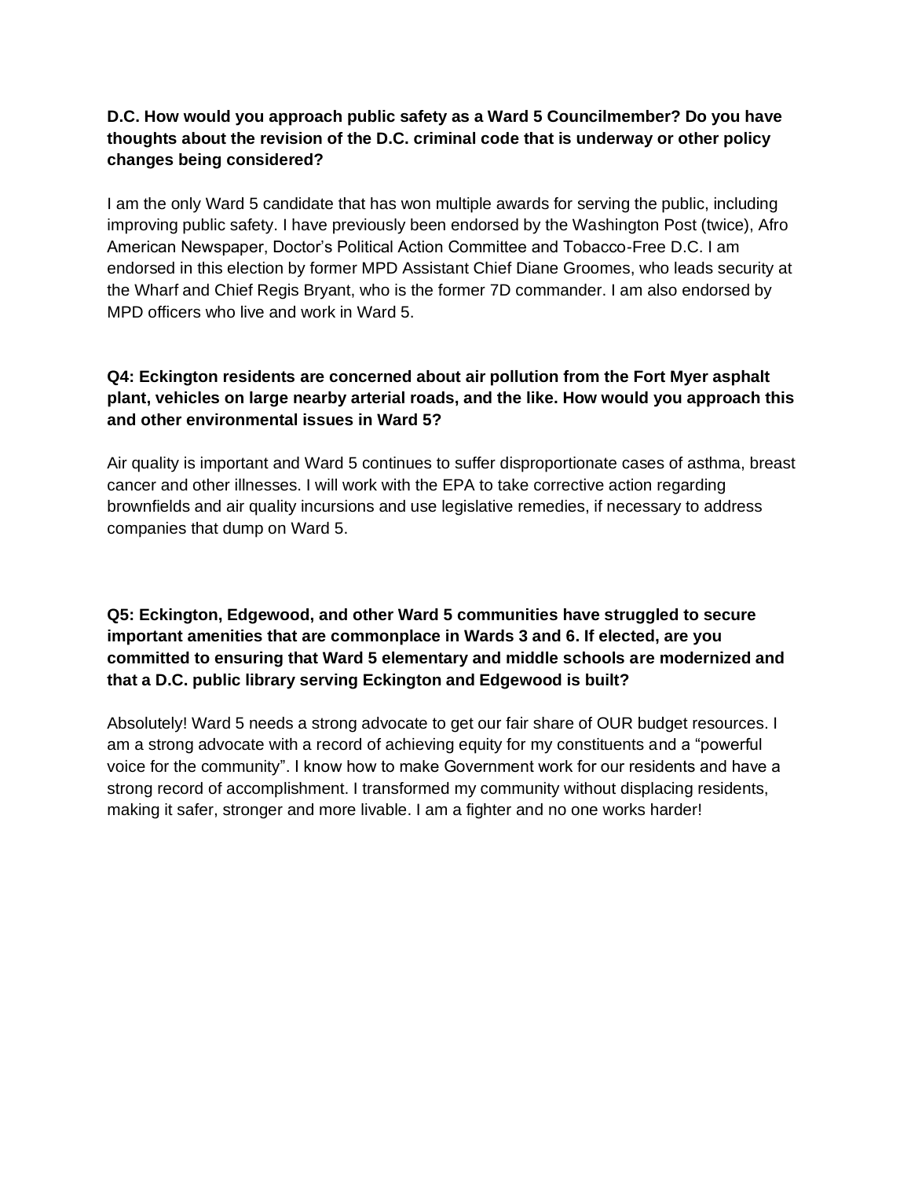**D.C. How would you approach public safety as a Ward 5 Councilmember? Do you have thoughts about the revision of the D.C. criminal code that is underway or other policy changes being considered?**

I am the only Ward 5 candidate that has won multiple awards for serving the public, including improving public safety. I have previously been endorsed by the Washington Post (twice), Afro American Newspaper, Doctor's Political Action Committee and Tobacco-Free D.C. I am endorsed in this election by former MPD Assistant Chief Diane Groomes, who leads security at the Wharf and Chief Regis Bryant, who is the former 7D commander. I am also endorsed by MPD officers who live and work in Ward 5.

**Q4: Eckington residents are concerned about air pollution from the Fort Myer asphalt plant, vehicles on large nearby arterial roads, and the like. How would you approach this and other environmental issues in Ward 5?**

Air quality is important and Ward 5 continues to suffer disproportionate cases of asthma, breast cancer and other illnesses. I will work with the EPA to take corrective action regarding brownfields and air quality incursions and use legislative remedies, if necessary to address companies that dump on Ward 5.

**Q5: Eckington, Edgewood, and other Ward 5 communities have struggled to secure important amenities that are commonplace in Wards 3 and 6. If elected, are you committed to ensuring that Ward 5 elementary and middle schools are modernized and that a D.C. public library serving Eckington and Edgewood is built?**

Absolutely! Ward 5 needs a strong advocate to get our fair share of OUR budget resources. I am a strong advocate with a record of achieving equity for my constituents and a "powerful voice for the community". I know how to make Government work for our residents and have a strong record of accomplishment. I transformed my community without displacing residents, making it safer, stronger and more livable. I am a fighter and no one works harder!